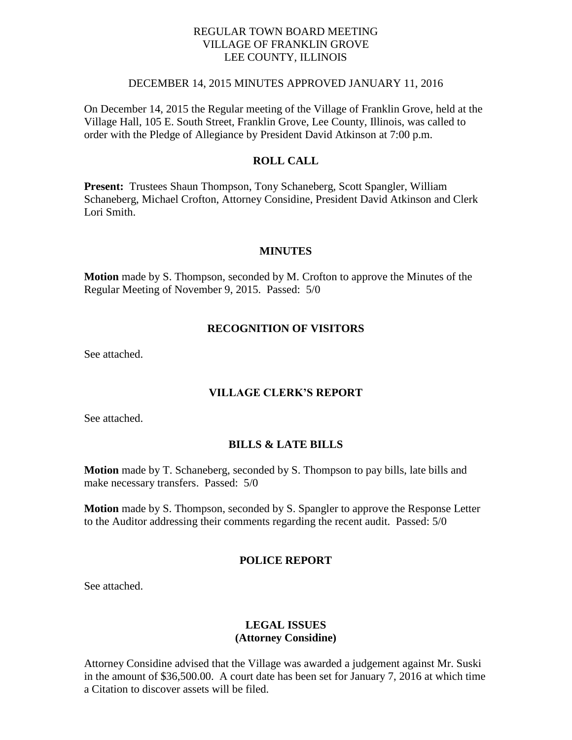REGULAR TOWN BOARD MEETING
VILLAGE OF FRANKLIN GROVE
LEE COUNTY, ILLINOIS

DECEMBER 14, 2015 MINUTES APPROVED JANUARY 11, 2016

On December 14, 2015 the Regular meeting of the Village of Franklin Grove, held at the Village Hall, 105 E. South Street, Franklin Grove, Lee County, Illinois, was called to order with the Pledge of Allegiance by President David Atkinson at 7:00 p.m.

## ROLL CALL

**Present:** Trustees Shaun Thompson, Tony Schaneberg, Scott Spangler, William Schaneberg, Michael Crofton, Attorney Considine, President David Atkinson and Clerk Lori Smith.

## MINUTES

**Motion** made by S. Thompson, seconded by M. Crofton to approve the Minutes of the Regular Meeting of November 9, 2015. Passed: 5/0

## RECOGNITION OF VISITORS

See attached.

## VILLAGE CLERK'S REPORT

See attached.

## BILLS & LATE BILLS

**Motion** made by T. Schaneberg, seconded by S. Thompson to pay bills, late bills and make necessary transfers. Passed: 5/0

**Motion** made by S. Thompson, seconded by S. Spangler to approve the Response Letter to the Auditor addressing their comments regarding the recent audit. Passed: 5/0

## POLICE REPORT

See attached.

## LEGAL ISSUES
## (Attorney Considine)

Attorney Considine advised that the Village was awarded a judgement against Mr. Suski in the amount of $36,500.00. A court date has been set for January 7, 2016 at which time a Citation to discover assets will be filed.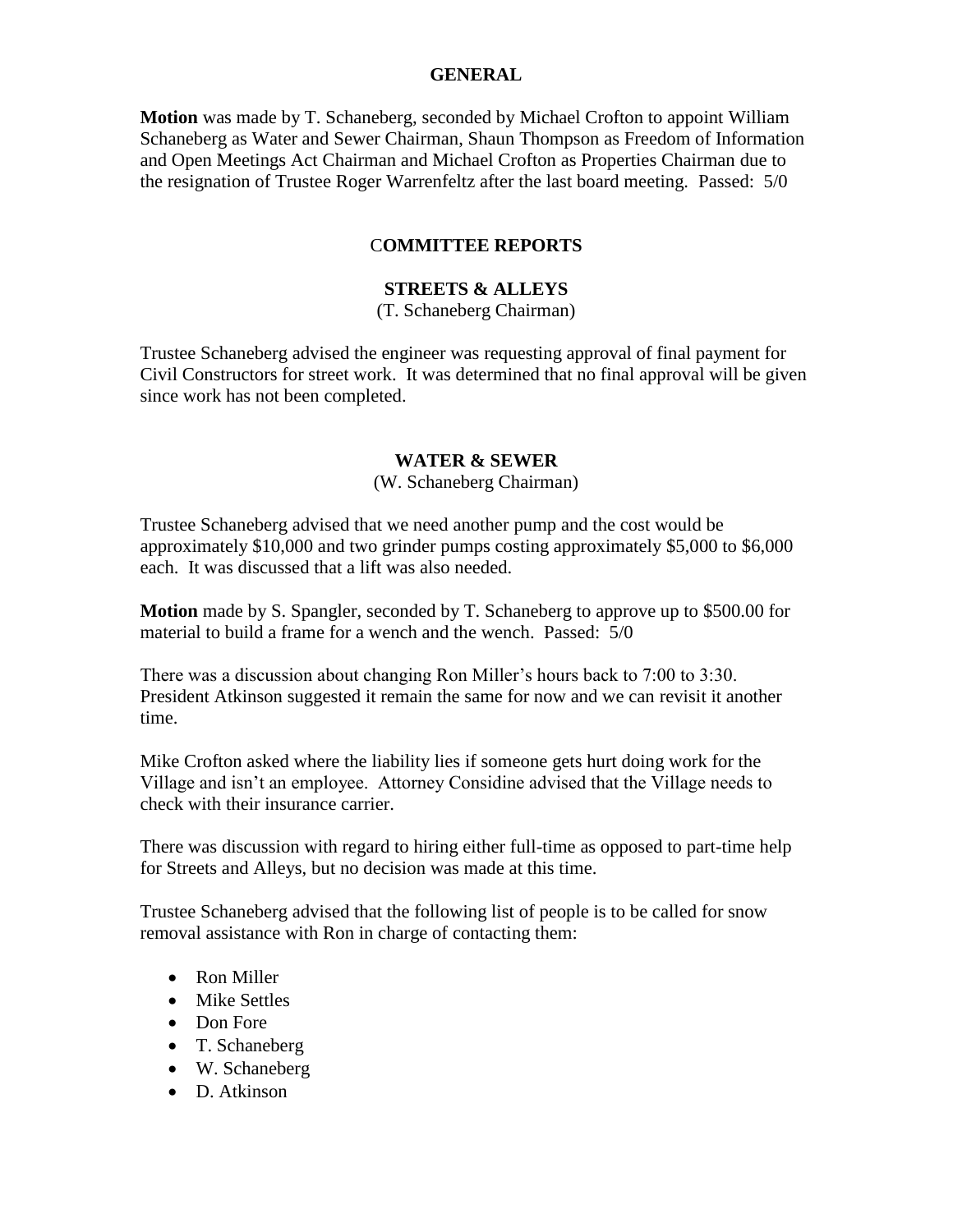**GENERAL**

**Motion** was made by T. Schaneberg, seconded by Michael Crofton to appoint William Schaneberg as Water and Sewer Chairman, Shaun Thompson as Freedom of Information and Open Meetings Act Chairman and Michael Crofton as Properties Chairman due to the resignation of Trustee Roger Warrenfeltz after the last board meeting. Passed: 5/0

**COMMITTEE REPORTS**

**STREETS & ALLEYS**

(T. Schaneberg Chairman)

Trustee Schaneberg advised the engineer was requesting approval of final payment for Civil Constructors for street work. It was determined that no final approval will be given since work has not been completed.

**WATER & SEWER**

(W. Schaneberg Chairman)

Trustee Schaneberg advised that we need another pump and the cost would be approximately $10,000 and two grinder pumps costing approximately $5,000 to $6,000 each. It was discussed that a lift was also needed.

**Motion** made by S. Spangler, seconded by T. Schaneberg to approve up to $500.00 for material to build a frame for a wench and the wench. Passed: 5/0

There was a discussion about changing Ron Miller's hours back to 7:00 to 3:30. President Atkinson suggested it remain the same for now and we can revisit it another time.

Mike Crofton asked where the liability lies if someone gets hurt doing work for the Village and isn't an employee. Attorney Considine advised that the Village needs to check with their insurance carrier.

There was discussion with regard to hiring either full-time as opposed to part-time help for Streets and Alleys, but no decision was made at this time.

Trustee Schaneberg advised that the following list of people is to be called for snow removal assistance with Ron in charge of contacting them:

- Ron Miller
- Mike Settles
- Don Fore
- T. Schaneberg
- W. Schaneberg
- D. Atkinson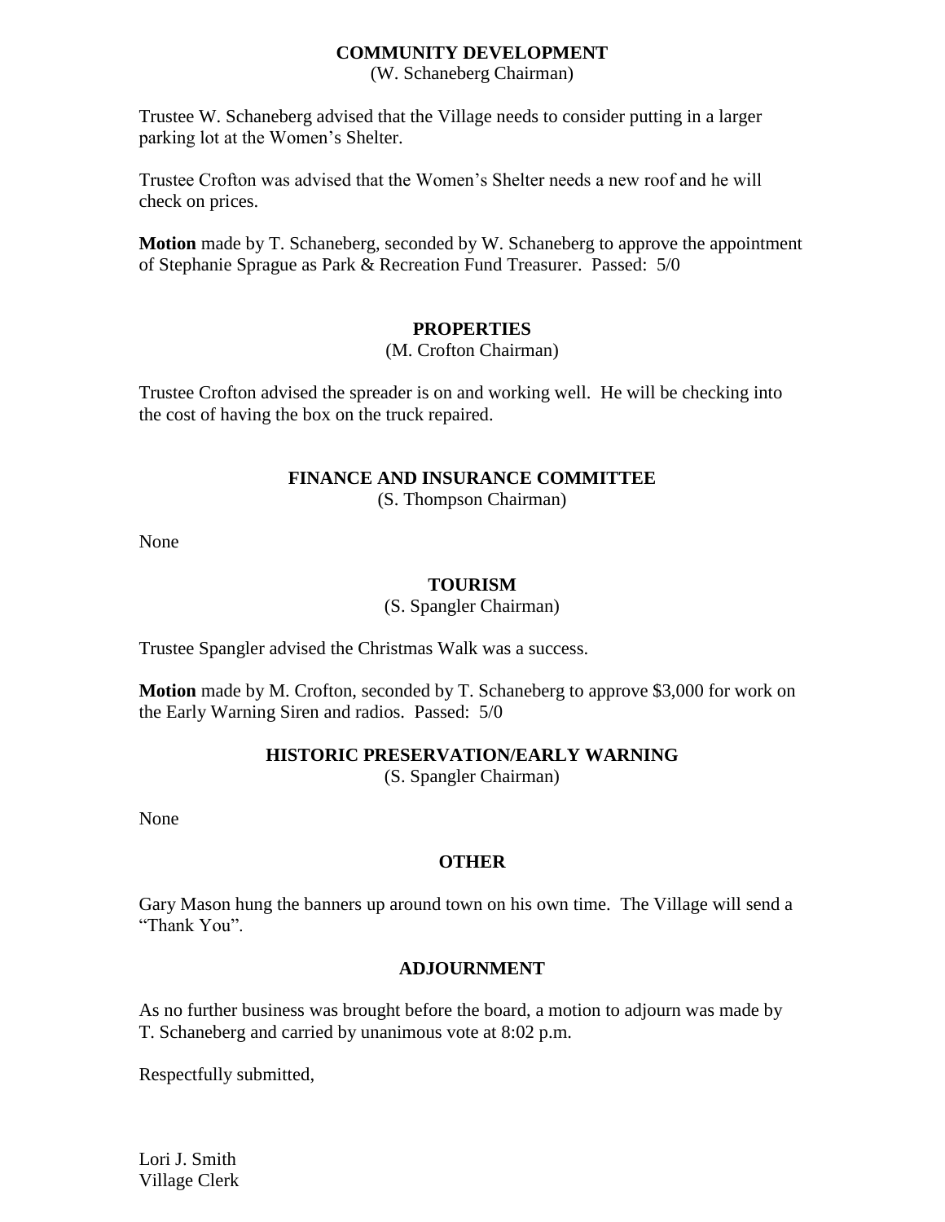## COMMUNITY DEVELOPMENT

(W. Schaneberg Chairman)

Trustee W. Schaneberg advised that the Village needs to consider putting in a larger parking lot at the Women's Shelter.

Trustee Crofton was advised that the Women's Shelter needs a new roof and he will check on prices.

**Motion** made by T. Schaneberg, seconded by W. Schaneberg to approve the appointment of Stephanie Sprague as Park & Recreation Fund Treasurer. Passed: 5/0

## PROPERTIES

(M. Crofton Chairman)

Trustee Crofton advised the spreader is on and working well. He will be checking into the cost of having the box on the truck repaired.

## FINANCE AND INSURANCE COMMITTEE

(S. Thompson Chairman)

None

## TOURISM

(S. Spangler Chairman)

Trustee Spangler advised the Christmas Walk was a success.

**Motion** made by M. Crofton, seconded by T. Schaneberg to approve $3,000 for work on the Early Warning Siren and radios. Passed: 5/0

## HISTORIC PRESERVATION/EARLY WARNING

(S. Spangler Chairman)

None

## OTHER

Gary Mason hung the banners up around town on his own time. The Village will send a "Thank You".

## ADJOURNMENT

As no further business was brought before the board, a motion to adjourn was made by T. Schaneberg and carried by unanimous vote at 8:02 p.m.

Respectfully submitted,

Lori J. Smith
Village Clerk